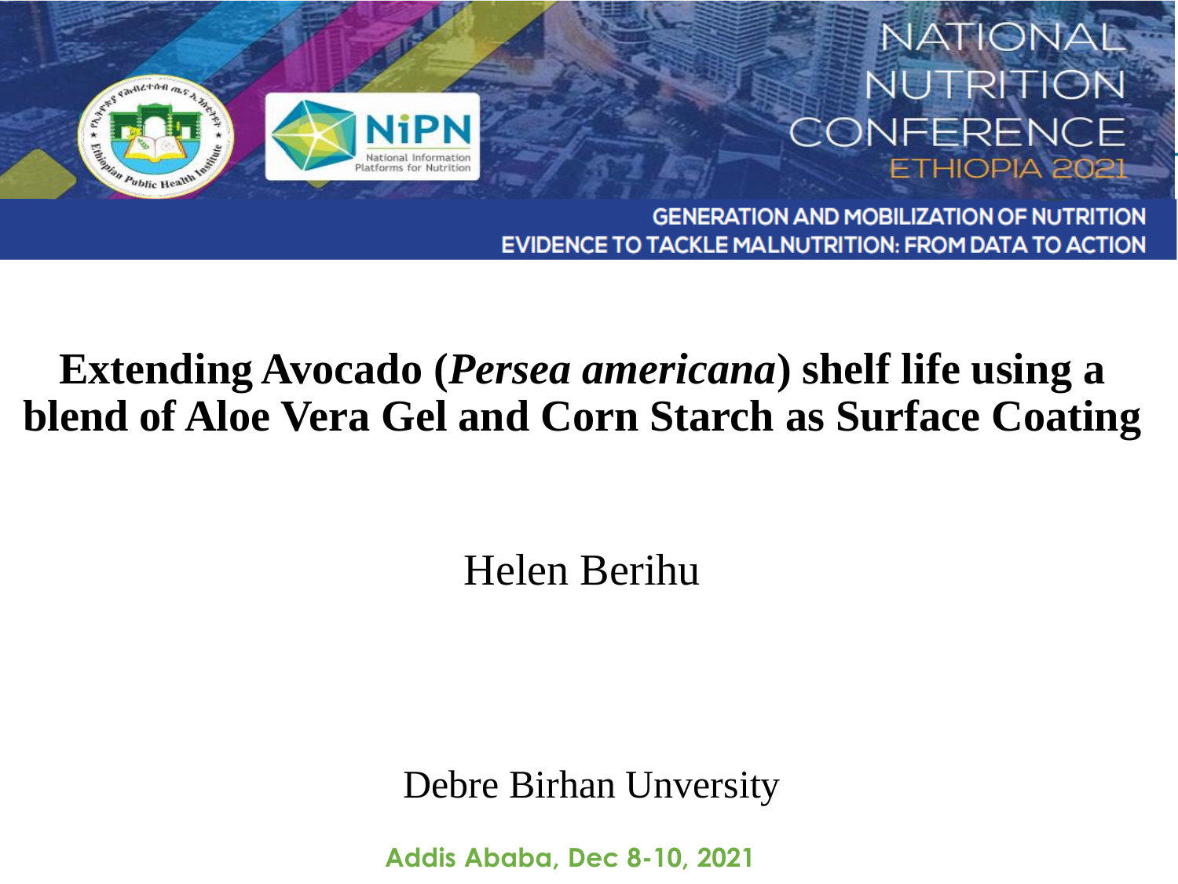NATIONAL NUTRITION CONFERENCE ETHIOPIA 2021

GENERATION AND MOBILIZATION OF NUTRITION EVIDENCE TO TACKLE MALNUTRITION: FROM DATA TO ACTION

# Extending Avocado (*Persea americana*) shelf life using a blend of Aloe Vera Gel and Corn Starch as Surface Coating

Helen Berihu

Debre Birhan Unversity

Addis Ababa, Dec 8-10, 2021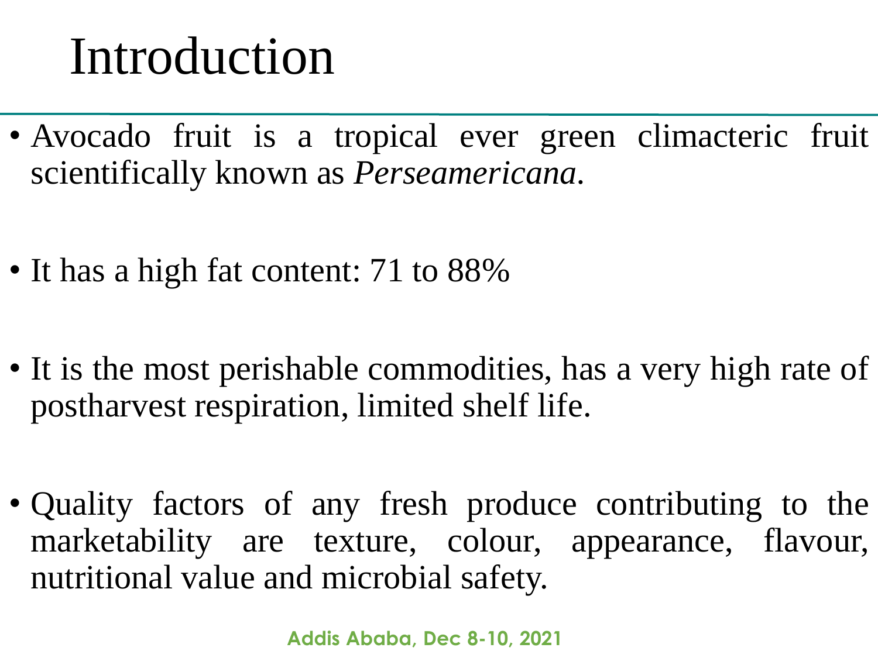# Introduction

- Avocado fruit is a tropical ever green climacteric fruit scientifically known as *Perseamericana*.
- It has a high fat content: 71 to 88%
- It is the most perishable commodities, has a very high rate of postharvest respiration, limited shelf life.
- Quality factors of any fresh produce contributing to the marketability are texture, colour, appearance, flavour, nutritional value and microbial safety.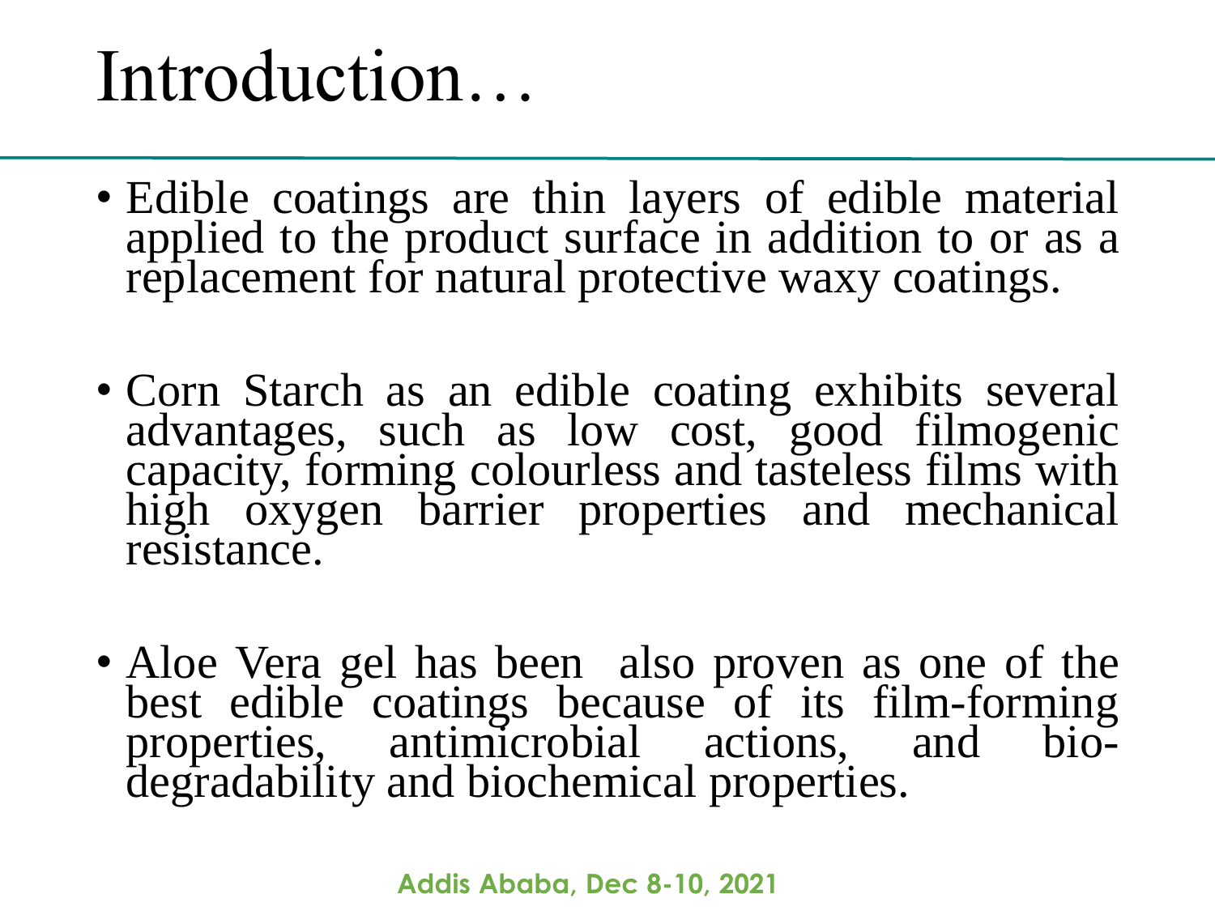# Introduction…

- Edible coatings are thin layers of edible material applied to the product surface in addition to or as a replacement for natural protective waxy coatings.

- Corn Starch as an edible coating exhibits several advantages, such as low cost, good filmogenic capacity, forming colourless and tasteless films with high oxygen barrier properties and mechanical resistance.

- Aloe Vera gel has been also proven as one of the best edible coatings because of its film-forming properties, antimicrobial actions, and bio-degradability and biochemical properties.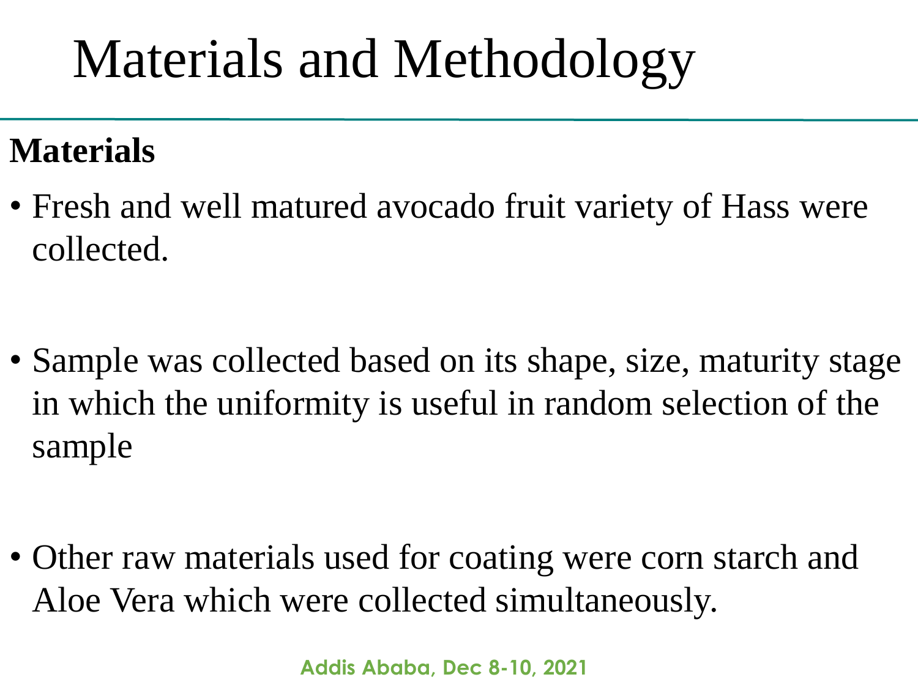# Materials and Methodology

**Materials**

- Fresh and well matured avocado fruit variety of Hass were collected.
- Sample was collected based on its shape, size, maturity stage in which the uniformity is useful in random selection of the sample
- Other raw materials used for coating were corn starch and Aloe Vera which were collected simultaneously.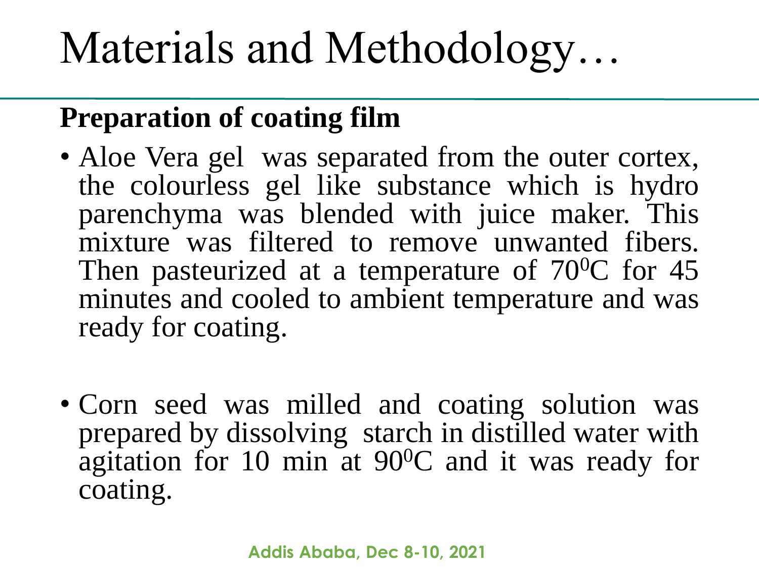# Materials and Methodology…

## Preparation of coating film

- Aloe Vera gel was separated from the outer cortex, the colourless gel like substance which is hydro parenchyma was blended with juice maker. This mixture was filtered to remove unwanted fibers. Then pasteurized at a temperature of $70^0$C for 45 minutes and cooled to ambient temperature and was ready for coating.

- Corn seed was milled and coating solution was prepared by dissolving starch in distilled water with agitation for 10 min at $90^0$C and it was ready for coating.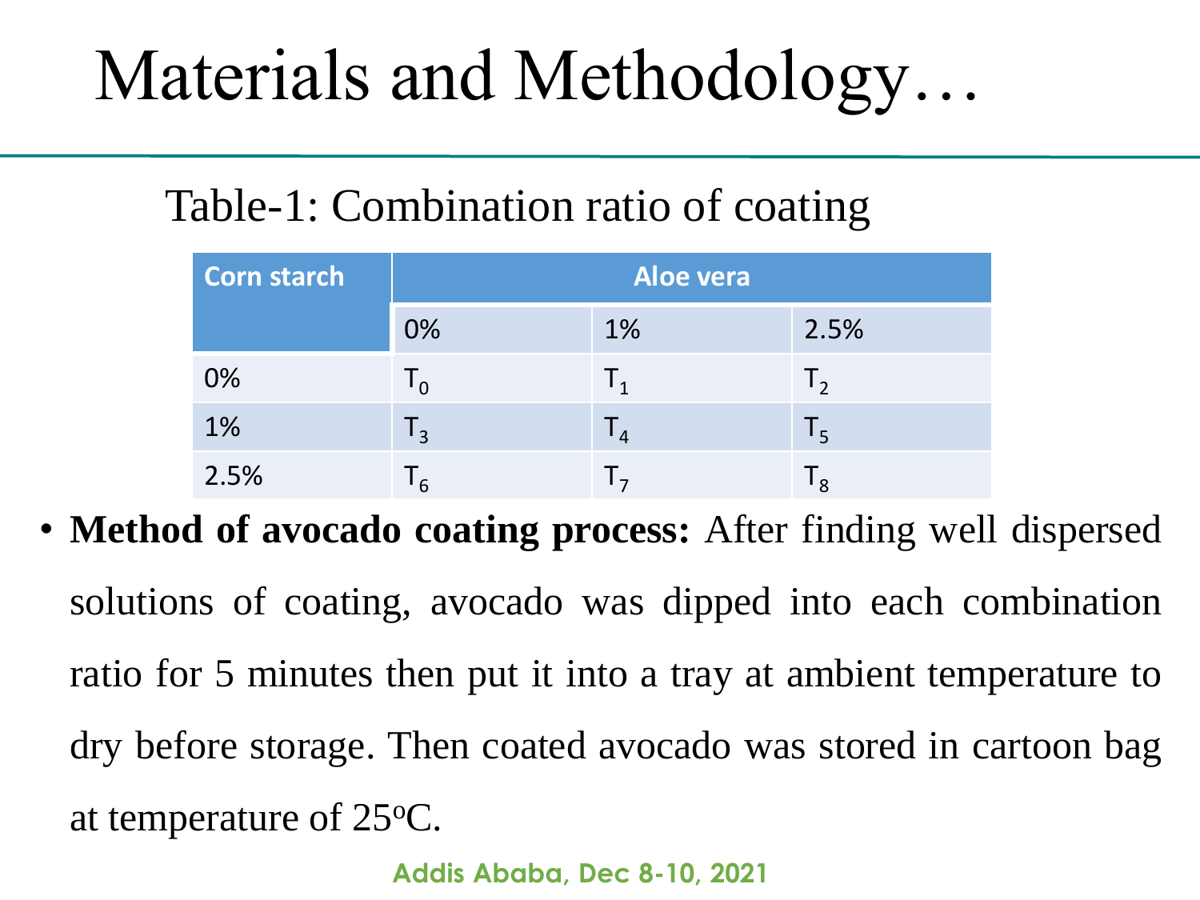# Materials and Methodology…

Table-1: Combination ratio of coating

| Corn starch | Aloe vera | | |
|---|---|---|---|
| | 0% | 1% | 2.5% |
| 0% | $T_0$ | $T_1$ | $T_2$ |
| 1% | $T_3$ | $T_4$ | $T_5$ |
| 2.5% | $T_6$ | $T_7$ | $T_8$ |

- **Method of avocado coating process:** After finding well dispersed solutions of coating, avocado was dipped into each combination ratio for 5 minutes then put it into a tray at ambient temperature to dry before storage. Then coated avocado was stored in cartoon bag at temperature of 25$^{o}$C.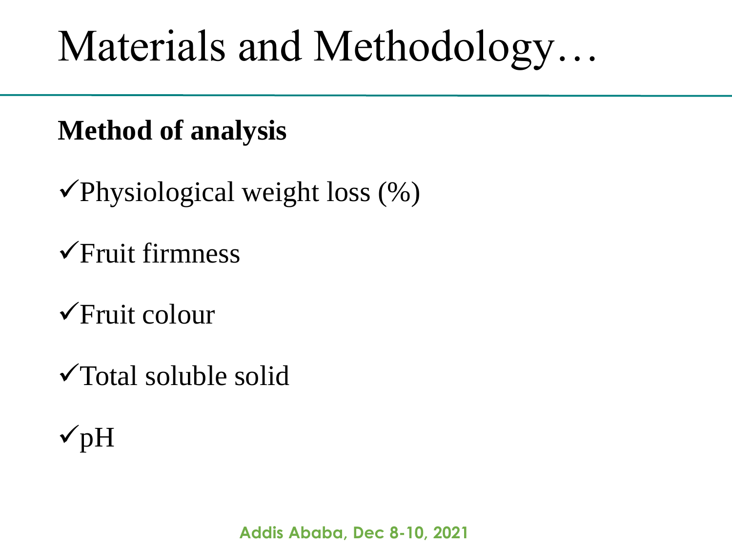# Materials and Methodology…

**Method of analysis**

- ✓Physiological weight loss (%)
- ✓Fruit firmness
- ✓Fruit colour
- ✓Total soluble solid
- ✓pH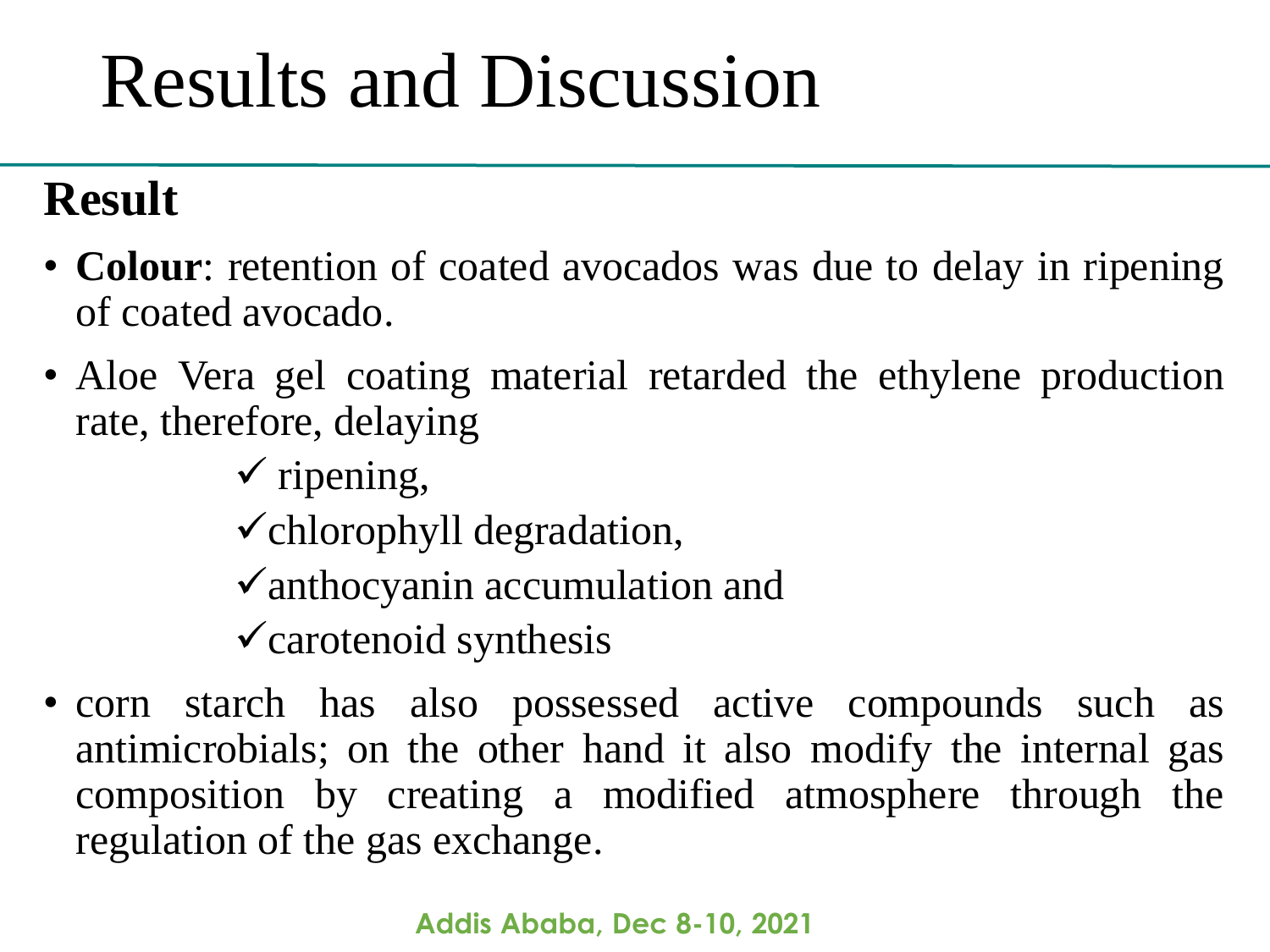# Results and Discussion

## Result

- **Colour**: retention of coated avocados was due to delay in ripening of coated avocado.
- Aloe Vera gel coating material retarded the ethylene production rate, therefore, delaying
  - ✓ ripening,
  - ✓ chlorophyll degradation,
  - ✓ anthocyanin accumulation and
  - ✓ carotenoid synthesis
- corn starch has also possessed active compounds such as antimicrobials; on the other hand it also modify the internal gas composition by creating a modified atmosphere through the regulation of the gas exchange.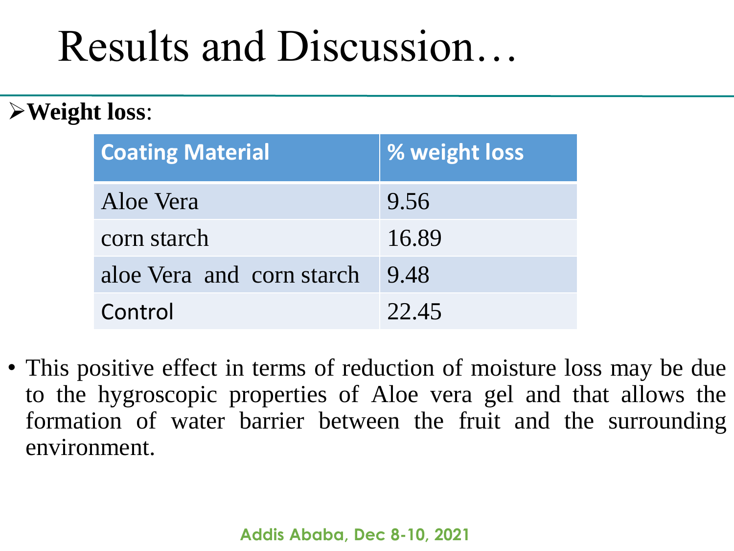# Results and Discussion…

- **Weight loss**:

| Coating Material | % weight loss |
|---|---|
| Aloe Vera | 9.56 |
| corn starch | 16.89 |
| aloe Vera and corn starch | 9.48 |
| Control | 22.45 |

- This positive effect in terms of reduction of moisture loss may be due to the hygroscopic properties of Aloe vera gel and that allows the formation of water barrier between the fruit and the surrounding environment.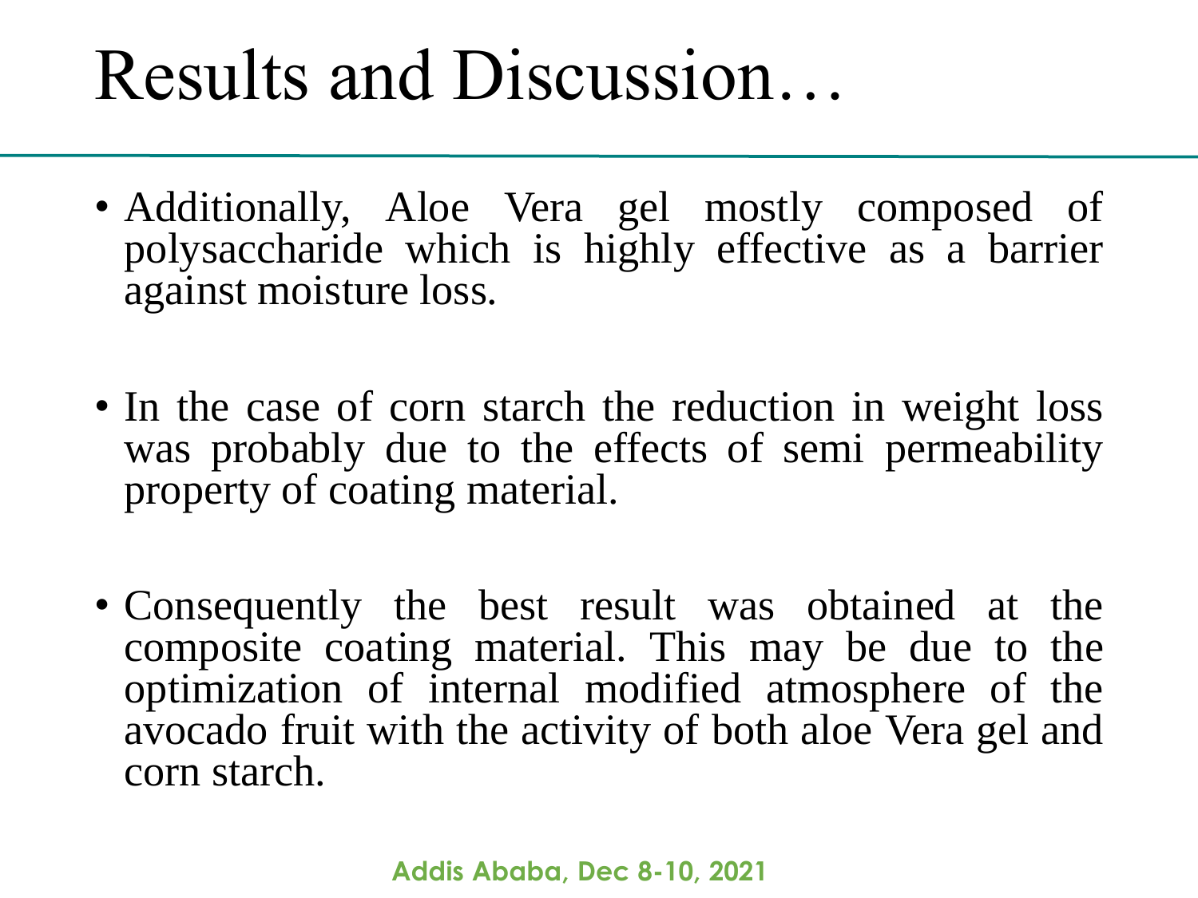# Results and Discussion…

- Additionally, Aloe Vera gel mostly composed of polysaccharide which is highly effective as a barrier against moisture loss.

- In the case of corn starch the reduction in weight loss was probably due to the effects of semi permeability property of coating material.

- Consequently the best result was obtained at the composite coating material. This may be due to the optimization of internal modified atmosphere of the avocado fruit with the activity of both aloe Vera gel and corn starch.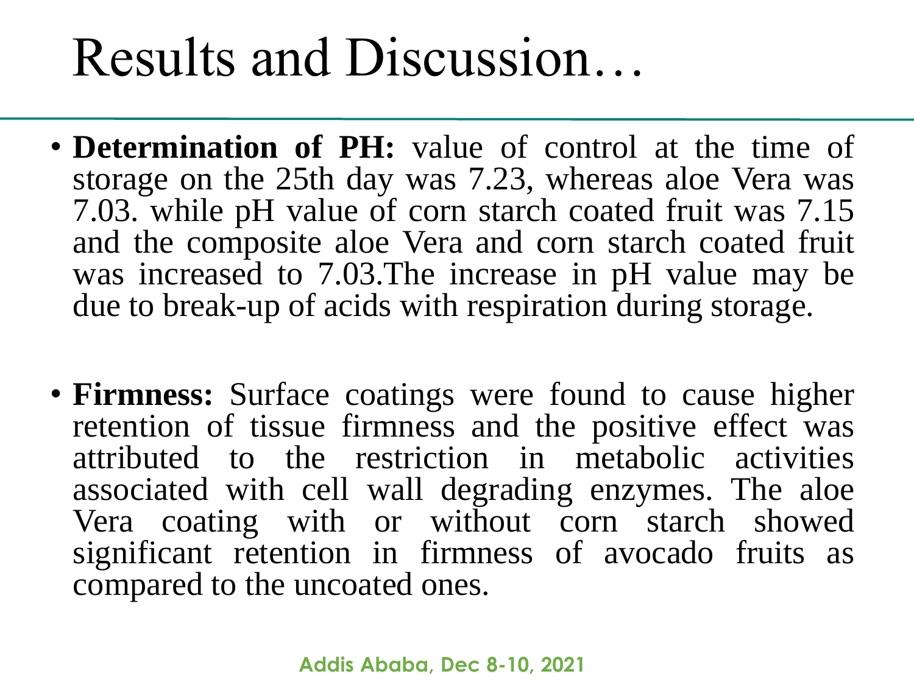# Results and Discussion…

- **Determination of PH:** value of control at the time of storage on the 25th day was 7.23, whereas aloe Vera was 7.03. while pH value of corn starch coated fruit was 7.15 and the composite aloe Vera and corn starch coated fruit was increased to 7.03.The increase in pH value may be due to break-up of acids with respiration during storage.

- **Firmness:** Surface coatings were found to cause higher retention of tissue firmness and the positive effect was attributed to the restriction in metabolic activities associated with cell wall degrading enzymes. The aloe Vera coating with or without corn starch showed significant retention in firmness of avocado fruits as compared to the uncoated ones.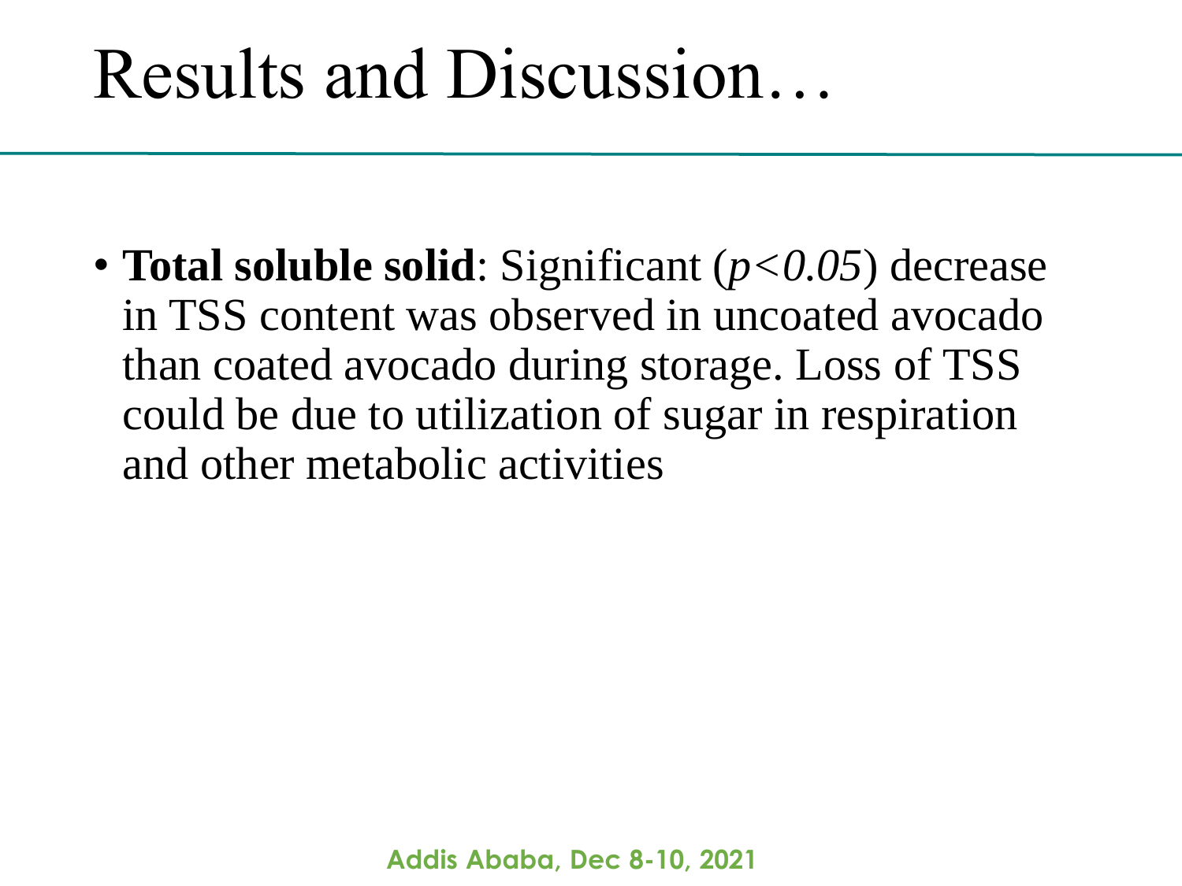# Results and Discussion…

- **Total soluble solid**: Significant ($p<0.05$) decrease in TSS content was observed in uncoated avocado than coated avocado during storage. Loss of TSS could be due to utilization of sugar in respiration and other metabolic activities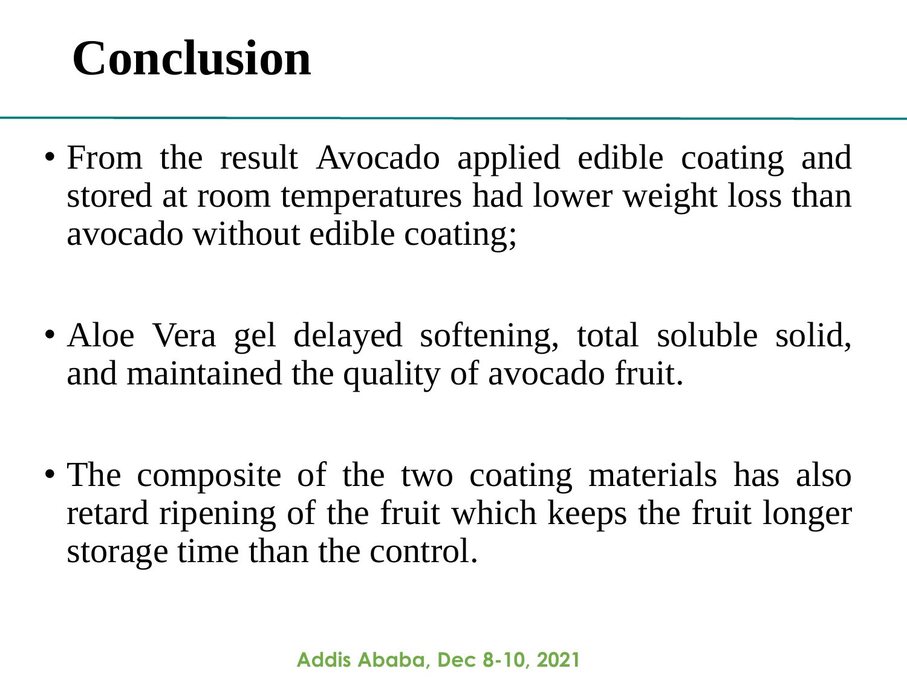# Conclusion

- From the result Avocado applied edible coating and stored at room temperatures had lower weight loss than avocado without edible coating;

- Aloe Vera gel delayed softening, total soluble solid, and maintained the quality of avocado fruit.

- The composite of the two coating materials has also retard ripening of the fruit which keeps the fruit longer storage time than the control.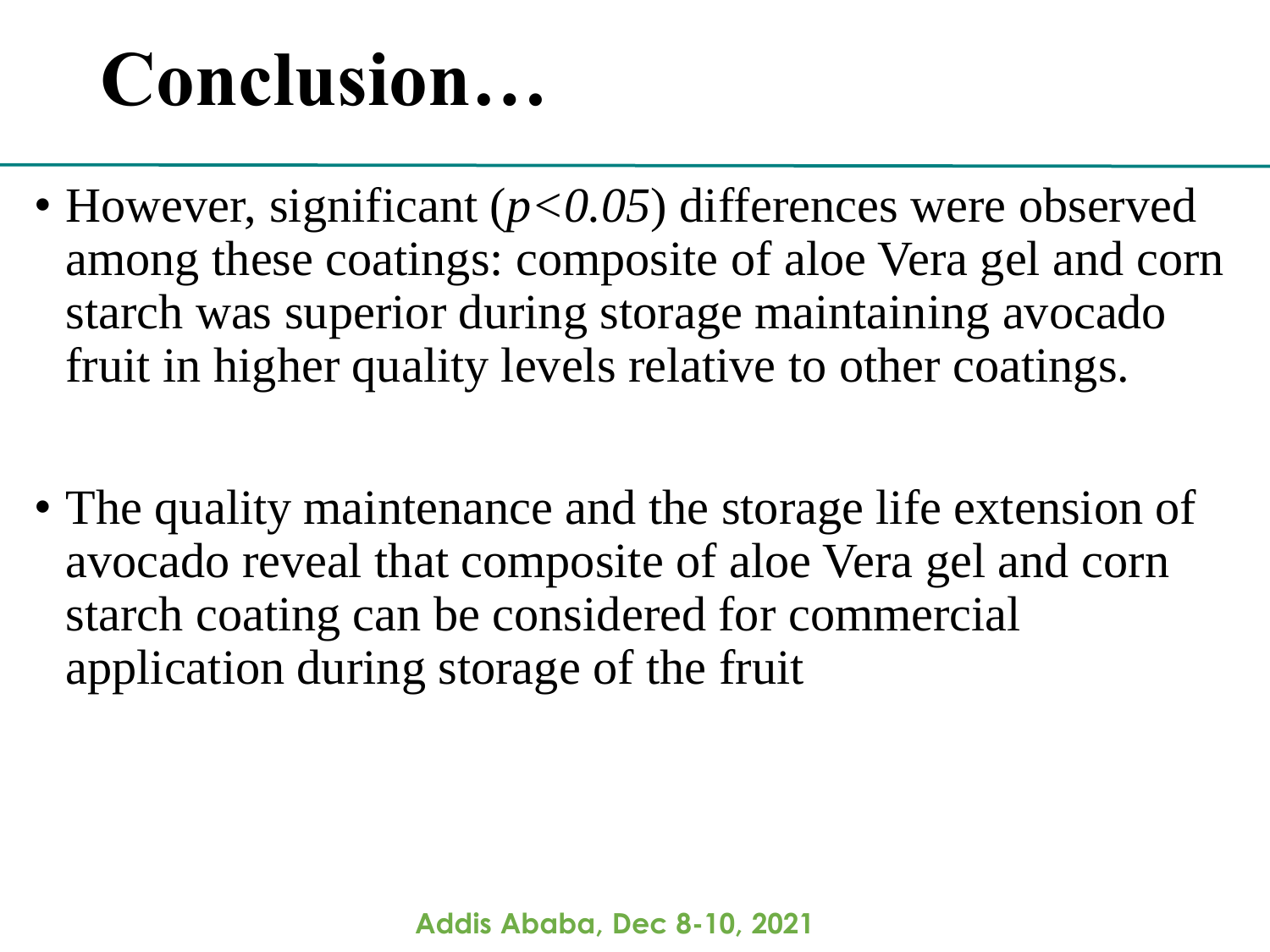# Conclusion…

- However, significant ($p<0.05$) differences were observed among these coatings: composite of aloe Vera gel and corn starch was superior during storage maintaining avocado fruit in higher quality levels relative to other coatings.

- The quality maintenance and the storage life extension of avocado reveal that composite of aloe Vera gel and corn starch coating can be considered for commercial application during storage of the fruit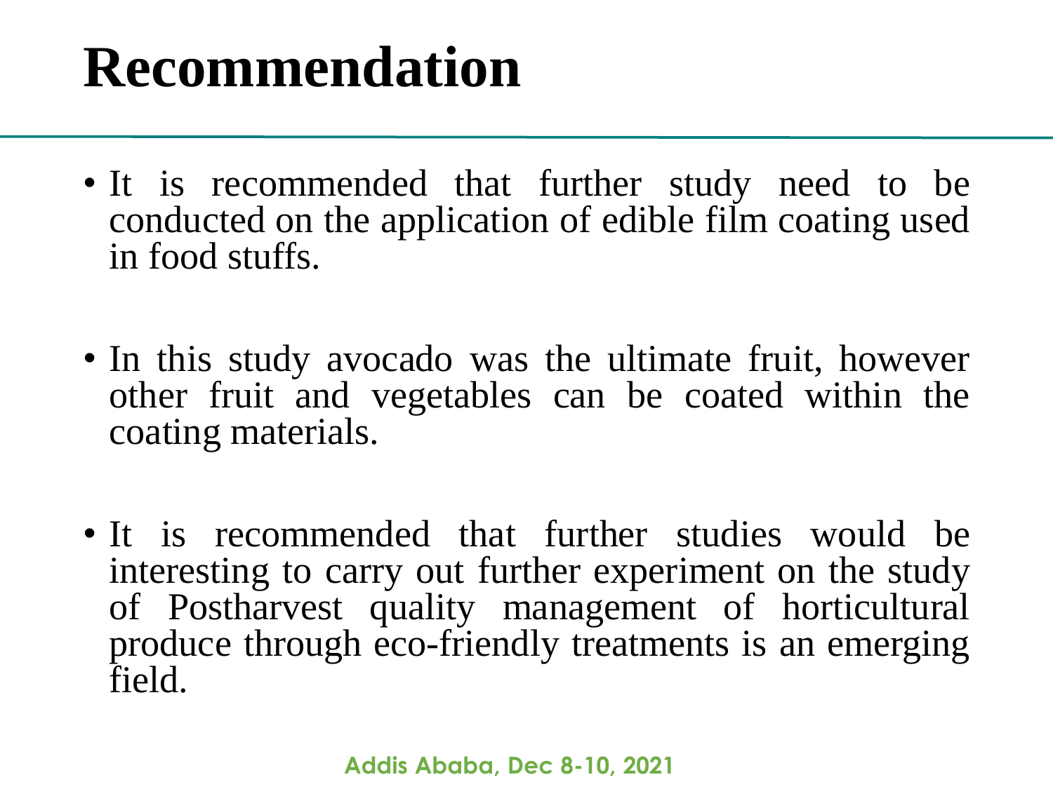# Recommendation

- It is recommended that further study need to be conducted on the application of edible film coating used in food stuffs.

- In this study avocado was the ultimate fruit, however other fruit and vegetables can be coated within the coating materials.

- It is recommended that further studies would be interesting to carry out further experiment on the study of Postharvest quality management of horticultural produce through eco-friendly treatments is an emerging field.